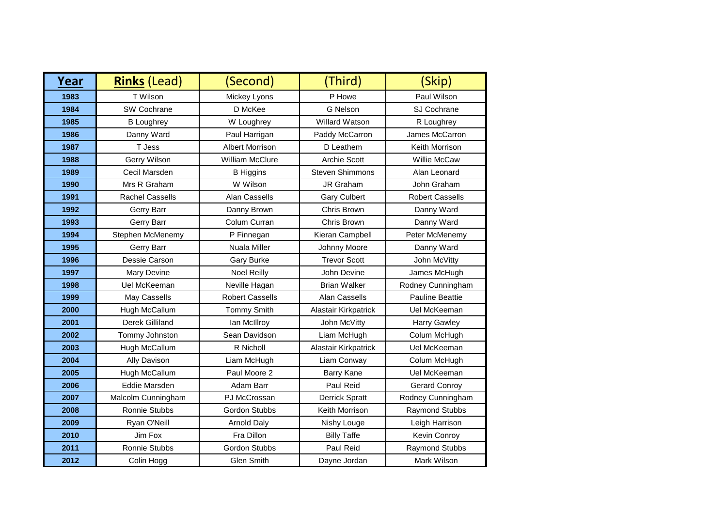| **Year** | **Rinks** (Lead) | (Second) | (Third) | (Skip) |
|---|---|---|---|---|
| 1983 | T Wilson | Mickey Lyons | P Howe | Paul Wilson |
| 1984 | SW Cochrane | D McKee | G Nelson | SJ Cochrane |
| 1985 | B Loughrey | W Loughrey | Willard Watson | R Loughrey |
| 1986 | Danny Ward | Paul Harrigan | Paddy McCarron | James McCarron |
| 1987 | T Jess | Albert Morrison | D Leathem | Keith Morrison |
| 1988 | Gerry Wilson | William McClure | Archie Scott | Willie McCaw |
| 1989 | Cecil Marsden | B Higgins | Steven Shimmons | Alan Leonard |
| 1990 | Mrs R Graham | W Wilson | JR Graham | John Graham |
| 1991 | Rachel Cassells | Alan Cassells | Gary Culbert | Robert Cassells |
| 1992 | Gerry Barr | Danny Brown | Chris Brown | Danny Ward |
| 1993 | Gerry Barr | Colum Curran | Chris Brown | Danny Ward |
| 1994 | Stephen McMenemy | P Finnegan | Kieran Campbell | Peter McMenemy |
| 1995 | Gerry Barr | Nuala Miller | Johnny Moore | Danny Ward |
| 1996 | Dessie Carson | Gary Burke | Trevor Scott | John McVitty |
| 1997 | Mary Devine | Noel Reilly | John Devine | James McHugh |
| 1998 | Uel McKeeman | Neville Hagan | Brian Walker | Rodney Cunningham |
| 1999 | May Cassells | Robert Cassells | Alan Cassells | Pauline Beattie |
| 2000 | Hugh McCallum | Tommy Smith | Alastair Kirkpatrick | Uel McKeeman |
| 2001 | Derek Gilliland | Ian McIllroy | John McVitty | Harry Gawley |
| 2002 | Tommy Johnston | Sean Davidson | Liam McHugh | Colum McHugh |
| 2003 | Hugh McCallum | R Nicholl | Alastair Kirkpatrick | Uel McKeeman |
| 2004 | Ally Davison | Liam McHugh | Liam Conway | Colum McHugh |
| 2005 | Hugh McCallum | Paul Moore 2 | Barry Kane | Uel McKeeman |
| 2006 | Eddie Marsden | Adam Barr | Paul Reid | Gerard Conroy |
| 2007 | Malcolm Cunningham | PJ McCrossan | Derrick Spratt | Rodney Cunningham |
| 2008 | Ronnie Stubbs | Gordon Stubbs | Keith Morrison | Raymond Stubbs |
| 2009 | Ryan O'Neill | Arnold Daly | Nishy Louge | Leigh Harrison |
| 2010 | Jim Fox | Fra Dillon | Billy Taffe | Kevin Conroy |
| 2011 | Ronnie Stubbs | Gordon Stubbs | Paul Reid | Raymond Stubbs |
| 2012 | Colin Hogg | Glen Smith | Dayne Jordan | Mark Wilson |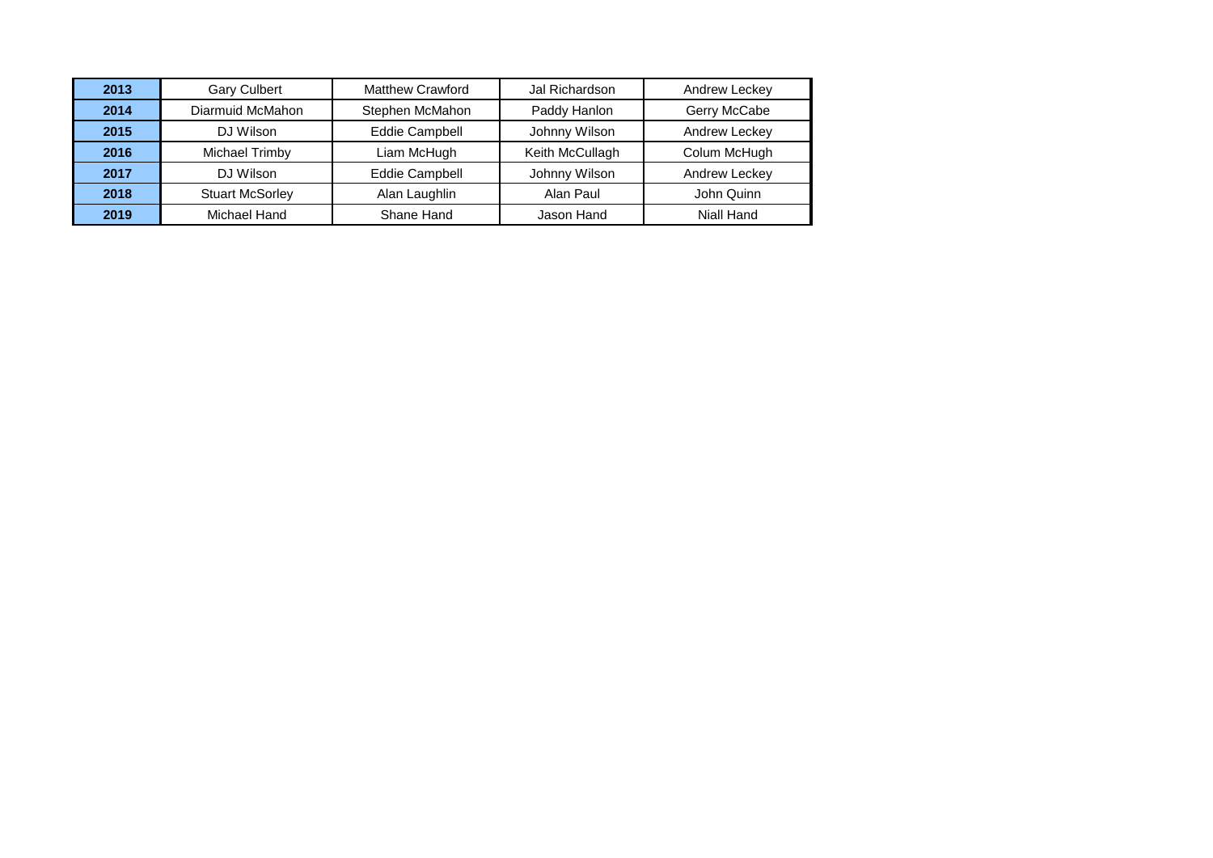| | | | | |
|---|---|---|---|---|
| **2013** | Gary Culbert | Matthew Crawford | Jal Richardson | Andrew Leckey |
| **2014** | Diarmuid McMahon | Stephen McMahon | Paddy Hanlon | Gerry McCabe |
| **2015** | DJ Wilson | Eddie Campbell | Johnny Wilson | Andrew Leckey |
| **2016** | Michael Trimby | Liam McHugh | Keith McCullagh | Colum McHugh |
| **2017** | DJ Wilson | Eddie Campbell | Johnny Wilson | Andrew Leckey |
| **2018** | Stuart McSorley | Alan Laughlin | Alan Paul | John Quinn |
| **2019** | Michael Hand | Shane Hand | Jason Hand | Niall Hand |